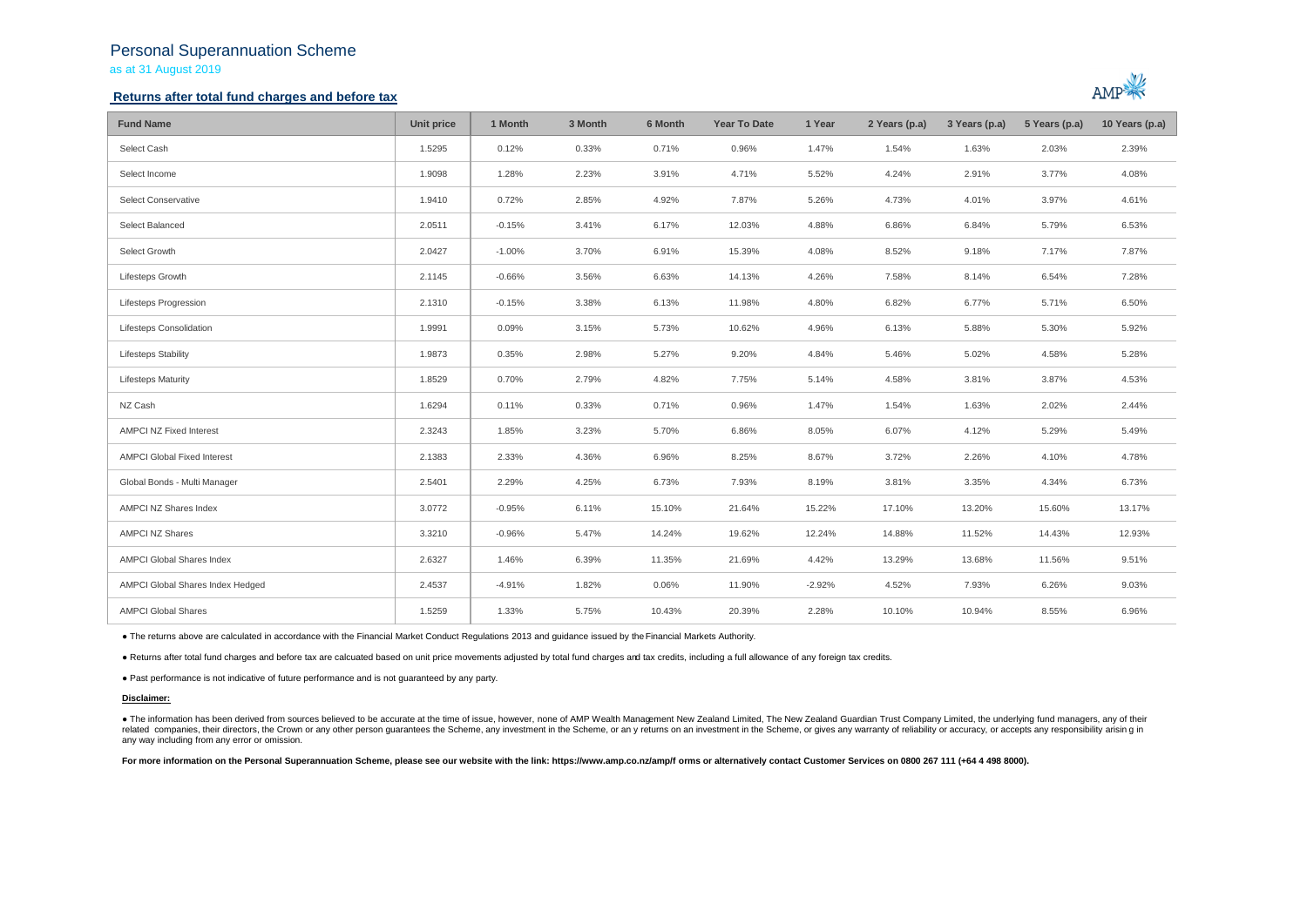# Personal Superannuation Scheme

as at 31 August 2019

## Returns after total fund charges and before tax

| Fund Name | Unit price | 1 Month | 3 Month | 6 Month | Year To Date | 1 Year | 2 Years (p.a) | 3 Years (p.a) | 5 Years (p.a) | 10 Years (p.a) |
|---|---|---|---|---|---|---|---|---|---|---|
| Select Cash | 1.5295 | 0.12% | 0.33% | 0.71% | 0.96% | 1.47% | 1.54% | 1.63% | 2.03% | 2.39% |
| Select Income | 1.9098 | 1.28% | 2.23% | 3.91% | 4.71% | 5.52% | 4.24% | 2.91% | 3.77% | 4.08% |
| Select Conservative | 1.9410 | 0.72% | 2.85% | 4.92% | 7.87% | 5.26% | 4.73% | 4.01% | 3.97% | 4.61% |
| Select Balanced | 2.0511 | -0.15% | 3.41% | 6.17% | 12.03% | 4.88% | 6.86% | 6.84% | 5.79% | 6.53% |
| Select Growth | 2.0427 | -1.00% | 3.70% | 6.91% | 15.39% | 4.08% | 8.52% | 9.18% | 7.17% | 7.87% |
| Lifesteps Growth | 2.1145 | -0.66% | 3.56% | 6.63% | 14.13% | 4.26% | 7.58% | 8.14% | 6.54% | 7.28% |
| Lifesteps Progression | 2.1310 | -0.15% | 3.38% | 6.13% | 11.98% | 4.80% | 6.82% | 6.77% | 5.71% | 6.50% |
| Lifesteps Consolidation | 1.9991 | 0.09% | 3.15% | 5.73% | 10.62% | 4.96% | 6.13% | 5.88% | 5.30% | 5.92% |
| Lifesteps Stability | 1.9873 | 0.35% | 2.98% | 5.27% | 9.20% | 4.84% | 5.46% | 5.02% | 4.58% | 5.28% |
| Lifesteps Maturity | 1.8529 | 0.70% | 2.79% | 4.82% | 7.75% | 5.14% | 4.58% | 3.81% | 3.87% | 4.53% |
| NZ Cash | 1.6294 | 0.11% | 0.33% | 0.71% | 0.96% | 1.47% | 1.54% | 1.63% | 2.02% | 2.44% |
| AMPCI NZ Fixed Interest | 2.3243 | 1.85% | 3.23% | 5.70% | 6.86% | 8.05% | 6.07% | 4.12% | 5.29% | 5.49% |
| AMPCI Global Fixed Interest | 2.1383 | 2.33% | 4.36% | 6.96% | 8.25% | 8.67% | 3.72% | 2.26% | 4.10% | 4.78% |
| Global Bonds - Multi Manager | 2.5401 | 2.29% | 4.25% | 6.73% | 7.93% | 8.19% | 3.81% | 3.35% | 4.34% | 6.73% |
| AMPCI NZ Shares Index | 3.0772 | -0.95% | 6.11% | 15.10% | 21.64% | 15.22% | 17.10% | 13.20% | 15.60% | 13.17% |
| AMPCI NZ Shares | 3.3210 | -0.96% | 5.47% | 14.24% | 19.62% | 12.24% | 14.88% | 11.52% | 14.43% | 12.93% |
| AMPCI Global Shares Index | 2.6327 | 1.46% | 6.39% | 11.35% | 21.69% | 4.42% | 13.29% | 13.68% | 11.56% | 9.51% |
| AMPCI Global Shares Index Hedged | 2.4537 | -4.91% | 1.82% | 0.06% | 11.90% | -2.92% | 4.52% | 7.93% | 6.26% | 9.03% |
| AMPCI Global Shares | 1.5259 | 1.33% | 5.75% | 10.43% | 20.39% | 2.28% | 10.10% | 10.94% | 8.55% | 6.96% |

- The returns above are calculated in accordance with the Financial Market Conduct Regulations 2013 and guidance issued by the Financial Markets Authority.
- Returns after total fund charges and before tax are calcuated based on unit price movements adjusted by total fund charges and tax credits, including a full allowance of any foreign tax credits.
- Past performance is not indicative of future performance and is not guaranteed by any party.

**Disclaimer:**

- The information has been derived from sources believed to be accurate at the time of issue, however, none of AMP Wealth Management New Zealand Limited, The New Zealand Guardian Trust Company Limited, the underlying fund managers, any of their related companies, their directors, the Crown or any other person guarantees the Scheme, any investment in the Scheme, or an y returns on an investment in the Scheme, or gives any warranty of reliability or accuracy, or accepts any responsibility arisin g in any way including from any error or omission.

**For more information on the Personal Superannuation Scheme, please see our website with the link: https://www.amp.co.nz/amp/f orms or alternatively contact Customer Services on 0800 267 111 (+64 4 498 8000).**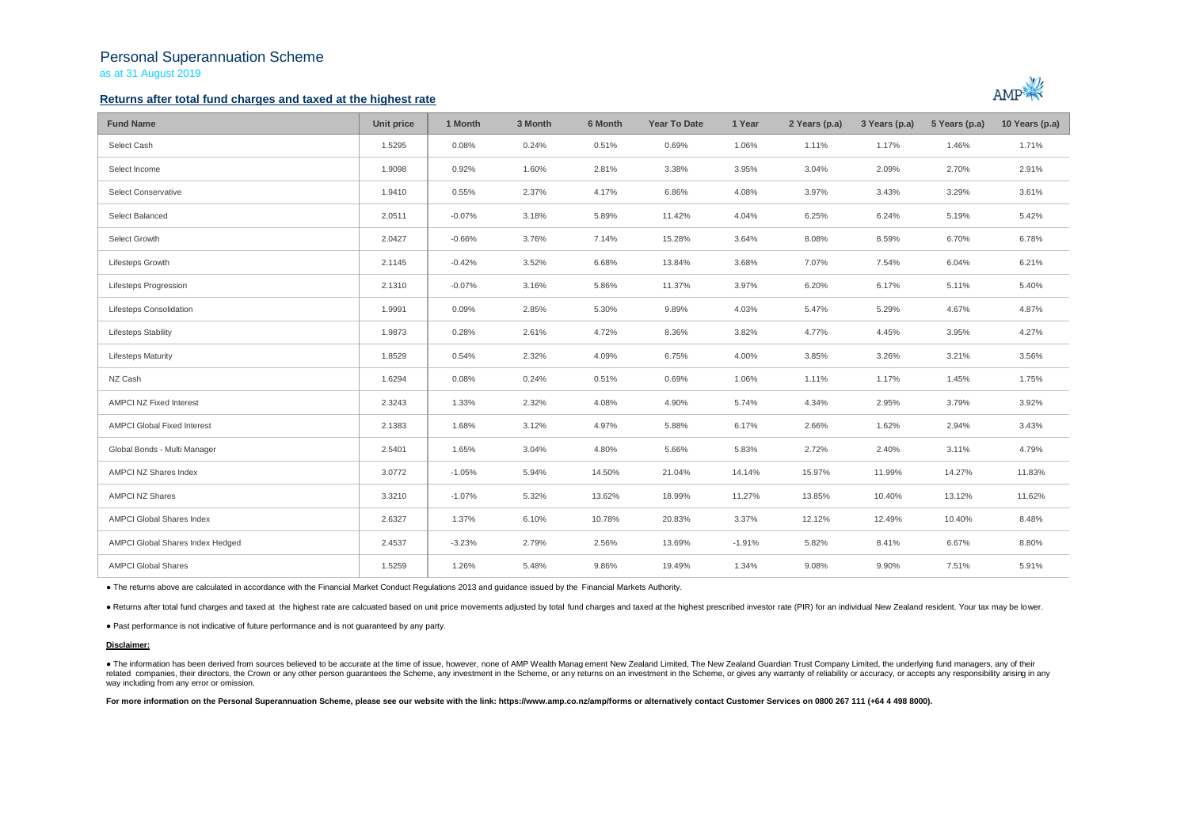# Personal Superannuation Scheme

as at 31 August 2019

## Returns after total fund charges and taxed at the highest rate

| Fund Name | Unit price | 1 Month | 3 Month | 6 Month | Year To Date | 1 Year | 2 Years (p.a) | 3 Years (p.a) | 5 Years (p.a) | 10 Years (p.a) |
|---|---|---|---|---|---|---|---|---|---|---|
| Select Cash | 1.5295 | 0.08% | 0.24% | 0.51% | 0.69% | 1.06% | 1.11% | 1.17% | 1.46% | 1.71% |
| Select Income | 1.9098 | 0.92% | 1.60% | 2.81% | 3.38% | 3.95% | 3.04% | 2.09% | 2.70% | 2.91% |
| Select Conservative | 1.9410 | 0.55% | 2.37% | 4.17% | 6.86% | 4.08% | 3.97% | 3.43% | 3.29% | 3.61% |
| Select Balanced | 2.0511 | -0.07% | 3.18% | 5.89% | 11.42% | 4.04% | 6.25% | 6.24% | 5.19% | 5.42% |
| Select Growth | 2.0427 | -0.66% | 3.76% | 7.14% | 15.28% | 3.64% | 8.08% | 8.59% | 6.70% | 6.78% |
| Lifesteps Growth | 2.1145 | -0.42% | 3.52% | 6.68% | 13.84% | 3.68% | 7.07% | 7.54% | 6.04% | 6.21% |
| Lifesteps Progression | 2.1310 | -0.07% | 3.16% | 5.86% | 11.37% | 3.97% | 6.20% | 6.17% | 5.11% | 5.40% |
| Lifesteps Consolidation | 1.9991 | 0.09% | 2.85% | 5.30% | 9.89% | 4.03% | 5.47% | 5.29% | 4.67% | 4.87% |
| Lifesteps Stability | 1.9873 | 0.28% | 2.61% | 4.72% | 8.36% | 3.82% | 4.77% | 4.45% | 3.95% | 4.27% |
| Lifesteps Maturity | 1.8529 | 0.54% | 2.32% | 4.09% | 6.75% | 4.00% | 3.85% | 3.26% | 3.21% | 3.56% |
| NZ Cash | 1.6294 | 0.08% | 0.24% | 0.51% | 0.69% | 1.06% | 1.11% | 1.17% | 1.45% | 1.75% |
| AMPCI NZ Fixed Interest | 2.3243 | 1.33% | 2.32% | 4.08% | 4.90% | 5.74% | 4.34% | 2.95% | 3.79% | 3.92% |
| AMPCI Global Fixed Interest | 2.1383 | 1.68% | 3.12% | 4.97% | 5.88% | 6.17% | 2.66% | 1.62% | 2.94% | 3.43% |
| Global Bonds - Multi Manager | 2.5401 | 1.65% | 3.04% | 4.80% | 5.66% | 5.83% | 2.72% | 2.40% | 3.11% | 4.79% |
| AMPCI NZ Shares Index | 3.0772 | -1.05% | 5.94% | 14.50% | 21.04% | 14.14% | 15.97% | 11.99% | 14.27% | 11.83% |
| AMPCI NZ Shares | 3.3210 | -1.07% | 5.32% | 13.62% | 18.99% | 11.27% | 13.85% | 10.40% | 13.12% | 11.62% |
| AMPCI Global Shares Index | 2.6327 | 1.37% | 6.10% | 10.78% | 20.83% | 3.37% | 12.12% | 12.49% | 10.40% | 8.48% |
| AMPCI Global Shares Index Hedged | 2.4537 | -3.23% | 2.79% | 2.56% | 13.69% | -1.91% | 5.82% | 8.41% | 6.67% | 8.80% |
| AMPCI Global Shares | 1.5259 | 1.26% | 5.48% | 9.86% | 19.49% | 1.34% | 9.08% | 9.90% | 7.51% | 5.91% |

● The returns above are calculated in accordance with the Financial Market Conduct Regulations 2013 and guidance issued by the Financial Markets Authority.

● Returns after total fund charges and taxed at the highest rate are calcuated based on unit price movements adjusted by total fund charges and taxed at the highest prescribed investor rate (PIR) for an individual New Zealand resident. Your tax may be lower.

● Past performance is not indicative of future performance and is not guaranteed by any party.

**Disclaimer:**

● The information has been derived from sources believed to be accurate at the time of issue, however, none of AMP Wealth Management New Zealand Limited, The New Zealand Guardian Trust Company Limited, the underlying fund managers, any of their related companies, their directors, the Crown or any other person guarantees the Scheme, any investment in the Scheme, or any returns on an investment in the Scheme, or gives any warranty of reliability or accuracy, or accepts any responsibility arising in any way including from any error or omission.

**For more information on the Personal Superannuation Scheme, please see our website with the link: https://www.amp.co.nz/amp/forms or alternatively contact Customer Services on 0800 267 111 (+64 4 498 8000).**